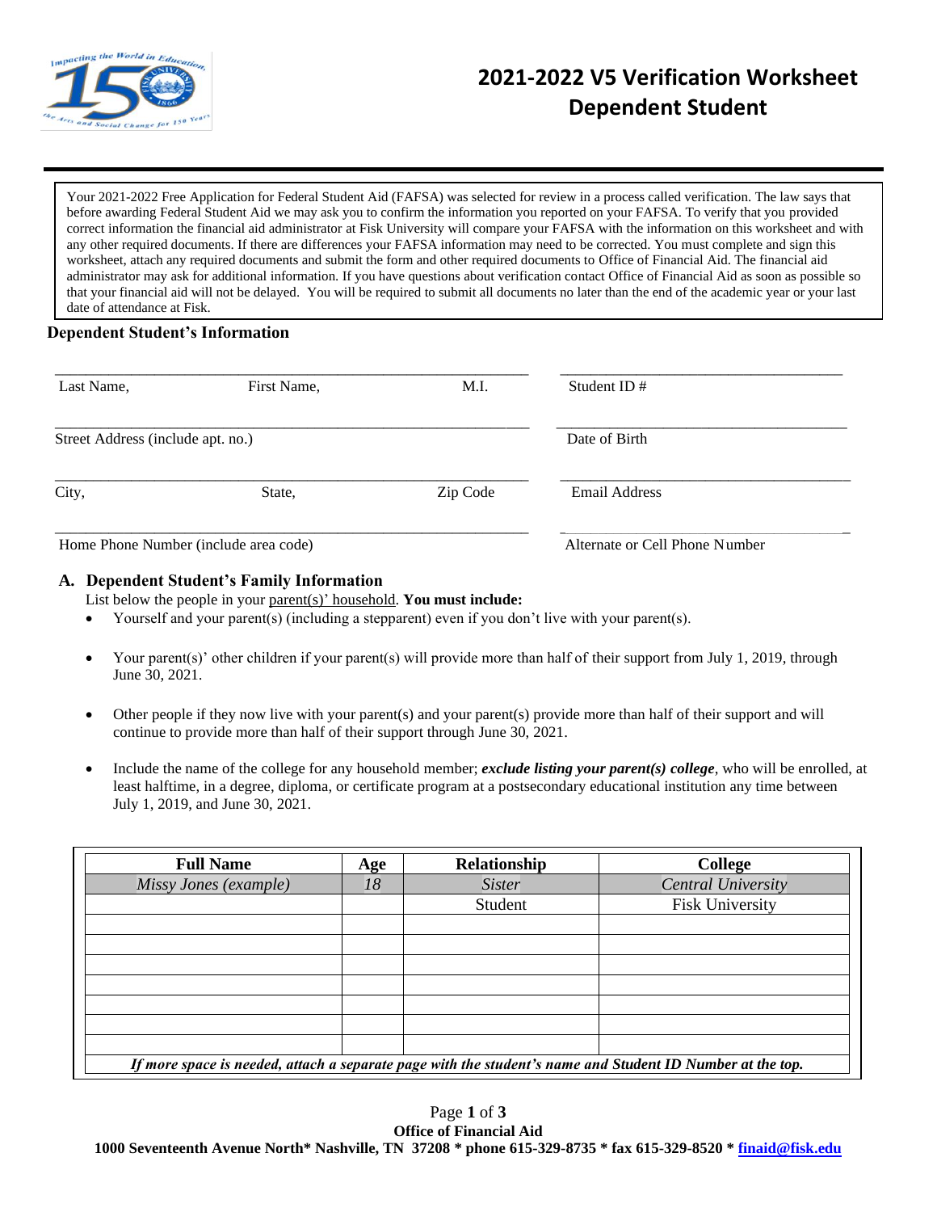# 2021-2022 V5 Verification Worksheet Dependent Student

Your 2021-2022 Free Application for Federal Student Aid (FAFSA) was selected for review in a process called verification. The law says that before awarding Federal Student Aid we may ask you to confirm the information you reported on your FAFSA. To verify that you provided correct information the financial aid administrator at Fisk University will compare your FAFSA with the information on this worksheet and with any other required documents. If there are differences your FAFSA information may need to be corrected. You must complete and sign this worksheet, attach any required documents and submit the form and other required documents to Office of Financial Aid. The financial aid administrator may ask for additional information. If you have questions about verification contact Office of Financial Aid as soon as possible so that your financial aid will not be delayed. You will be required to submit all documents no later than the end of the academic year or your last date of attendance at Fisk.

## Dependent Student's Information

_______________________________________________ _______________________________

Last Name, First Name, M.I. Student ID #

_______________________________________________ _______________________________

Street Address (include apt. no.) Date of Birth

_______________________________________________ _______________________________

City, State, Zip Code Email Address

_______________________________________________ _______________________________

Home Phone Number (include area code) Alternate or Cell Phone Number

## A. Dependent Student's Family Information

List below the people in your parent(s)' household. **You must include:**

- Yourself and your parent(s) (including a stepparent) even if you don't live with your parent(s).
- Your parent(s)' other children if your parent(s) will provide more than half of their support from July 1, 2019, through June 30, 2021.
- Other people if they now live with your parent(s) and your parent(s) provide more than half of their support and will continue to provide more than half of their support through June 30, 2021.
- Include the name of the college for any household member; ***exclude listing your parent(s) college***, who will be enrolled, at least halftime, in a degree, diploma, or certificate program at a postsecondary educational institution any time between July 1, 2019, and June 30, 2021.

| Full Name | Age | Relationship | College |
|---|---|---|---|
| *Missy Jones (example)* | *18* | *Sister* | *Central University* |
| | | Student | Fisk University |
| | | | |
| | | | |
| | | | |
| | | | |
| | | | |
| | | | |
| | | | |

***If more space is needed, attach a separate page with the student's name and Student ID Number at the top.***

**Office of Financial Aid**
**1000 Seventeenth Avenue North\* Nashville, TN 37208 \* phone 615-329-8735 \* fax 615-329-8520 \* finaid@fisk.edu**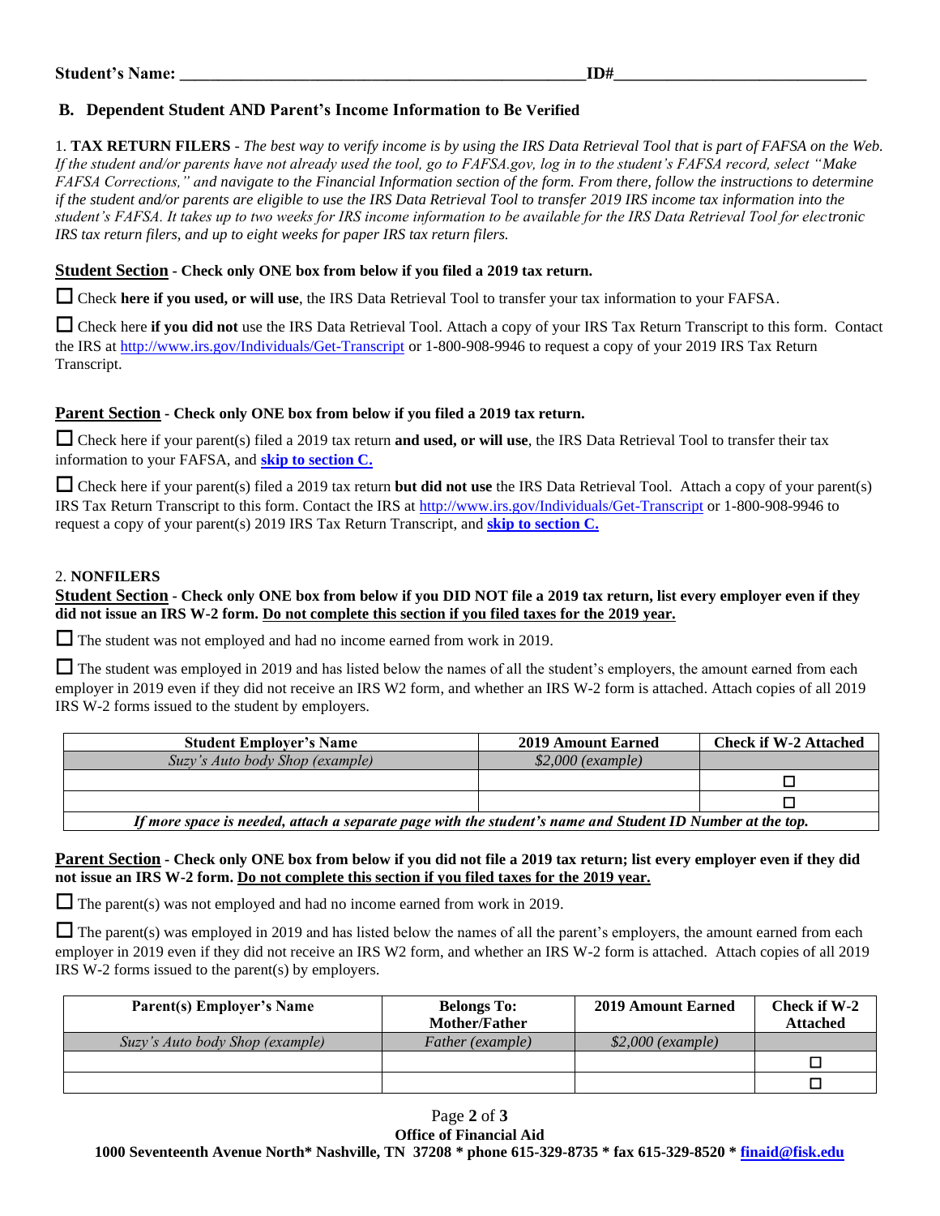**Student's Name:** ______________________________ **ID#**______________________

## B. Dependent Student AND Parent's Income Information to Be Verified

1. **TAX RETURN FILERS** - *The best way to verify income is by using the IRS Data Retrieval Tool that is part of FAFSA on the Web. If the student and/or parents have not already used the tool, go to FAFSA.gov, log in to the student's FAFSA record, select "Make FAFSA Corrections," and navigate to the Financial Information section of the form. From there, follow the instructions to determine if the student and/or parents are eligible to use the IRS Data Retrieval Tool to transfer 2019 IRS income tax information into the student's FAFSA. It takes up to two weeks for IRS income information to be available for the IRS Data Retrieval Tool for electronic IRS tax return filers, and up to eight weeks for paper IRS tax return filers.*

**Student Section - Check only ONE box from below if you filed a 2019 tax return.**

☐ Check **here if you used, or will use**, the IRS Data Retrieval Tool to transfer your tax information to your FAFSA.

☐ Check here **if you did not** use the IRS Data Retrieval Tool. Attach a copy of your IRS Tax Return Transcript to this form. Contact the IRS at http://www.irs.gov/Individuals/Get-Transcript or 1-800-908-9946 to request a copy of your 2019 IRS Tax Return Transcript.

**Parent Section - Check only ONE box from below if you filed a 2019 tax return.**

☐ Check here if your parent(s) filed a 2019 tax return **and used, or will use**, the IRS Data Retrieval Tool to transfer their tax information to your FAFSA, and **skip to section C.**

☐ Check here if your parent(s) filed a 2019 tax return **but did not use** the IRS Data Retrieval Tool. Attach a copy of your parent(s) IRS Tax Return Transcript to this form. Contact the IRS at http://www.irs.gov/Individuals/Get-Transcript or 1-800-908-9946 to request a copy of your parent(s) 2019 IRS Tax Return Transcript, and **skip to section C.**

2. **NONFILERS**

**Student Section - Check only ONE box from below if you DID NOT file a 2019 tax return, list every employer even if they did not issue an IRS W-2 form. Do not complete this section if you filed taxes for the 2019 year.**

☐ The student was not employed and had no income earned from work in 2019.

☐ The student was employed in 2019 and has listed below the names of all the student's employers, the amount earned from each employer in 2019 even if they did not receive an IRS W2 form, and whether an IRS W-2 form is attached. Attach copies of all 2019 IRS W-2 forms issued to the student by employers.

| Student Employer's Name | 2019 Amount Earned | Check if W-2 Attached |
|---|---|---|
| *Suzy's Auto body Shop (example)* | *$2,000 (example)* | |
| | | ☐ |
| | | ☐ |

*If more space is needed, attach a separate page with the student's name and Student ID Number at the top.*

**Parent Section - Check only ONE box from below if you did not file a 2019 tax return; list every employer even if they did not issue an IRS W-2 form. Do not complete this section if you filed taxes for the 2019 year.**

☐ The parent(s) was not employed and had no income earned from work in 2019.

☐ The parent(s) was employed in 2019 and has listed below the names of all the parent's employers, the amount earned from each employer in 2019 even if they did not receive an IRS W2 form, and whether an IRS W-2 form is attached. Attach copies of all 2019 IRS W-2 forms issued to the parent(s) by employers.

| Parent(s) Employer's Name | Belongs To: Mother/Father | 2019 Amount Earned | Check if W-2 Attached |
|---|---|---|---|
| *Suzy's Auto body Shop (example)* | *Father (example)* | *$2,000 (example)* | |
| | | | ☐ |
| | | | ☐ |

**Office of Financial Aid**
**1000 Seventeenth Avenue North* Nashville, TN 37208 * phone 615-329-8735 * fax 615-329-8520 * finaid@fisk.edu**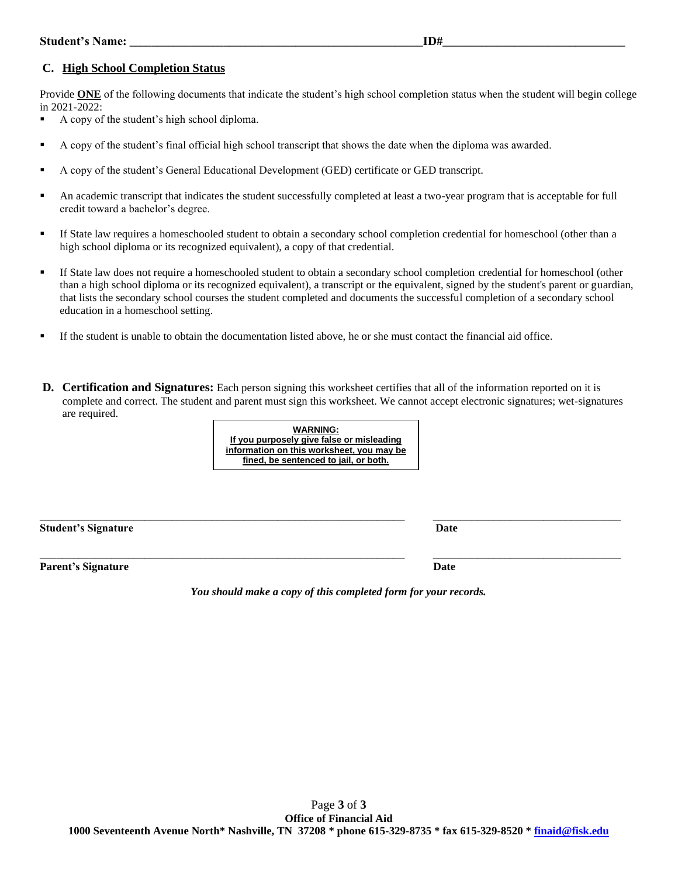**Student's Name:** _______________________________________________ **ID#**______________________________

## C. High School Completion Status

Provide **ONE** of the following documents that indicate the student's high school completion status when the student will begin college in 2021-2022:

- A copy of the student's high school diploma.
- A copy of the student's final official high school transcript that shows the date when the diploma was awarded.
- A copy of the student's General Educational Development (GED) certificate or GED transcript.
- An academic transcript that indicates the student successfully completed at least a two-year program that is acceptable for full credit toward a bachelor's degree.
- If State law requires a homeschooled student to obtain a secondary school completion credential for homeschool (other than a high school diploma or its recognized equivalent), a copy of that credential.
- If State law does not require a homeschooled student to obtain a secondary school completion credential for homeschool (other than a high school diploma or its recognized equivalent), a transcript or the equivalent, signed by the student's parent or guardian, that lists the secondary school courses the student completed and documents the successful completion of a secondary school education in a homeschool setting.
- If the student is unable to obtain the documentation listed above, he or she must contact the financial aid office.

## D. Certification and Signatures:

Each person signing this worksheet certifies that all of the information reported on it is complete and correct. The student and parent must sign this worksheet. We cannot accept electronic signatures; wet-signatures are required.

**WARNING:**
**If you purposely give false or misleading information on this worksheet, you may be fined, be sentenced to jail, or both.**

______________________________________________________________ ________________________________

**Student's Signature** **Date**

______________________________________________________________ ________________________________

**Parent's Signature** **Date**

***You should make a copy of this completed form for your records.***

**Office of Financial Aid**
**1000 Seventeenth Avenue North* Nashville, TN 37208 * phone 615-329-8735 * fax 615-329-8520 * finaid@fisk.edu**